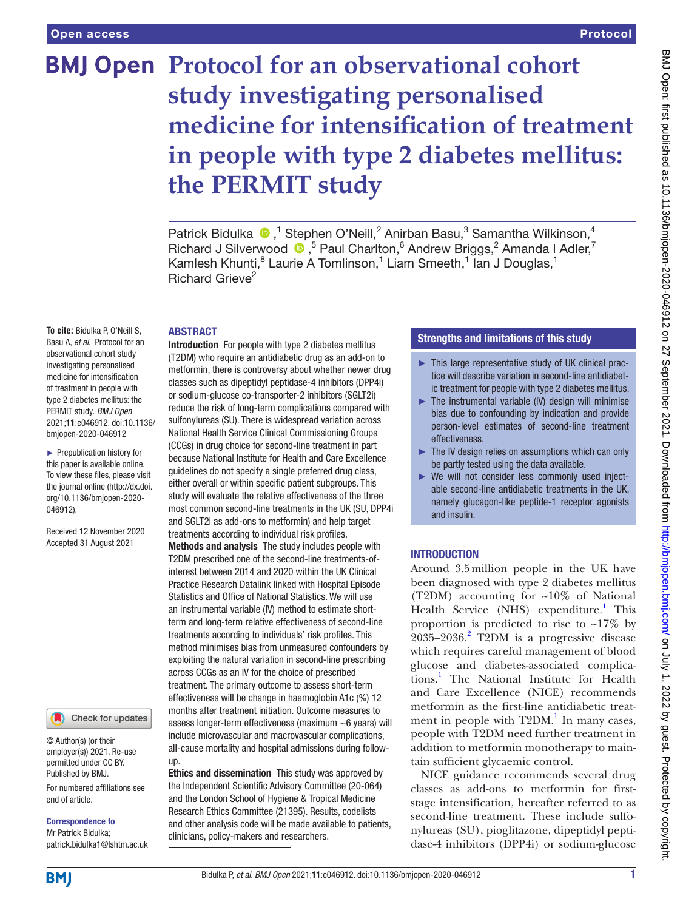Open access

Protocol

# Protocol for an observational cohort study investigating personalised medicine for intensification of treatment in people with type 2 diabetes mellitus: the PERMIT study

Patrick Bidulka,[1] Stephen O'Neill,[2] Anirban Basu,[3] Samantha Wilkinson,[4] Richard J Silverwood,[5] Paul Charlton,[6] Andrew Briggs,[2] Amanda I Adler,[7] Kamlesh Khunti,[8] Laurie A Tomlinson,[1] Liam Smeeth,[1] Ian J Douglas,[1] Richard Grieve[2]

**To cite:** Bidulka P, O'Neill S, Basu A, *et al*. Protocol for an observational cohort study investigating personalised medicine for intensification of treatment in people with type 2 diabetes mellitus: the PERMIT study. *BMJ Open* 2021;**11**:e046912. doi:10.1136/bmjopen-2020-046912

► Prepublication history for this paper is available online. To view these files, please visit the journal online (http://dx.doi.org/10.1136/bmjopen-2020-046912).

Received 12 November 2020
Accepted 31 August 2021

© Author(s) (or their employer(s)) 2021. Re-use permitted under CC BY. Published by BMJ.

For numbered affiliations see end of article.

**Correspondence to**
Mr Patrick Bidulka; patrick.bidulka1@lshtm.ac.uk

## ABSTRACT

**Introduction** For people with type 2 diabetes mellitus (T2DM) who require an antidiabetic drug as an add-on to metformin, there is controversy about whether newer drug classes such as dipeptidyl peptidase-4 inhibitors (DPP4i) or sodium-glucose co-transporter-2 inhibitors (SGLT2i) reduce the risk of long-term complications compared with sulfonylureas (SU). There is widespread variation across National Health Service Clinical Commissioning Groups (CCGs) in drug choice for second-line treatment in part because National Institute for Health and Care Excellence guidelines do not specify a single preferred drug class, either overall or within specific patient subgroups. This study will evaluate the relative effectiveness of the three most common second-line treatments in the UK (SU, DPP4i and SGLT2i as add-ons to metformin) and help target treatments according to individual risk profiles.

**Methods and analysis** The study includes people with T2DM prescribed one of the second-line treatments-of-interest between 2014 and 2020 within the UK Clinical Practice Research Datalink linked with Hospital Episode Statistics and Office of National Statistics. We will use an instrumental variable (IV) method to estimate short-term and long-term relative effectiveness of second-line treatments according to individuals' risk profiles. This method minimises bias from unmeasured confounders by exploiting the natural variation in second-line prescribing across CCGs as an IV for the choice of prescribed treatment. The primary outcome to assess short-term effectiveness will be change in haemoglobin A1c (%) 12 months after treatment initiation. Outcome measures to assess longer-term effectiveness (maximum ~6 years) will include microvascular and macrovascular complications, all-cause mortality and hospital admissions during follow-up.

**Ethics and dissemination** This study was approved by the Independent Scientific Advisory Committee (20-064) and the London School of Hygiene & Tropical Medicine Research Ethics Committee (21395). Results, codelists and other analysis code will be made available to patients, clinicians, policy-makers and researchers.

## Strengths and limitations of this study

- ► This large representative study of UK clinical practice will describe variation in second-line antidiabetic treatment for people with type 2 diabetes mellitus.
- ► The instrumental variable (IV) design will minimise bias due to confounding by indication and provide person-level estimates of second-line treatment effectiveness.
- ► The IV design relies on assumptions which can only be partly tested using the data available.
- ► We will not consider less commonly used injectable second-line antidiabetic treatments in the UK, namely glucagon-like peptide-1 receptor agonists and insulin.

## INTRODUCTION

Around 3.5 million people in the UK have been diagnosed with type 2 diabetes mellitus (T2DM) accounting for ~10% of National Health Service (NHS) expenditure.[1] This proportion is predicted to rise to ~17% by 2035–2036.[2] T2DM is a progressive disease which requires careful management of blood glucose and diabetes-associated complications.[1] The National Institute for Health and Care Excellence (NICE) recommends metformin as the first-line antidiabetic treatment in people with T2DM.[1] In many cases, people with T2DM need further treatment in addition to metformin monotherapy to maintain sufficient glycaemic control.

NICE guidance recommends several drug classes as add-ons to metformin for first-stage intensification, hereafter referred to as second-line treatment. These include sulfonylureas (SU), pioglitazone, dipeptidyl peptidase-4 inhibitors (DPP4i) or sodium-glucose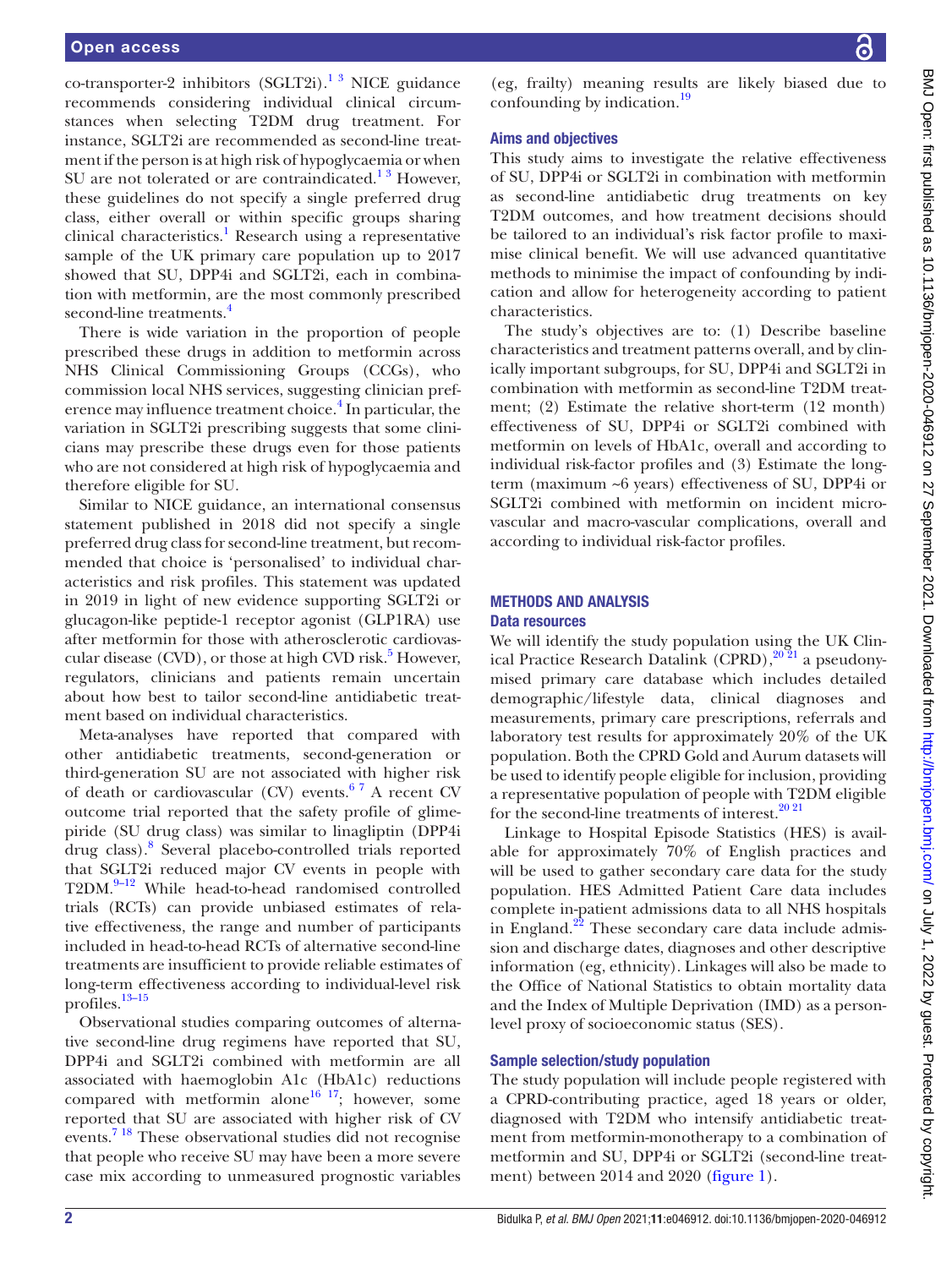co-transporter-2 inhibitors (SGLT2i).[1,3] NICE guidance recommends considering individual clinical circumstances when selecting T2DM drug treatment. For instance, SGLT2i are recommended as second-line treatment if the person is at high risk of hypoglycaemia or when SU are not tolerated or are contraindicated.[1,3] However, these guidelines do not specify a single preferred drug class, either overall or within specific groups sharing clinical characteristics.[1] Research using a representative sample of the UK primary care population up to 2017 showed that SU, DPP4i and SGLT2i, each in combination with metformin, are the most commonly prescribed second-line treatments.[4]

There is wide variation in the proportion of people prescribed these drugs in addition to metformin across NHS Clinical Commissioning Groups (CCGs), who commission local NHS services, suggesting clinician preference may influence treatment choice.[4] In particular, the variation in SGLT2i prescribing suggests that some clinicians may prescribe these drugs even for those patients who are not considered at high risk of hypoglycaemia and therefore eligible for SU.

Similar to NICE guidance, an international consensus statement published in 2018 did not specify a single preferred drug class for second-line treatment, but recommended that choice is 'personalised' to individual characteristics and risk profiles. This statement was updated in 2019 in light of new evidence supporting SGLT2i or glucagon-like peptide-1 receptor agonist (GLP1RA) use after metformin for those with atherosclerotic cardiovascular disease (CVD), or those at high CVD risk.[5] However, regulators, clinicians and patients remain uncertain about how best to tailor second-line antidiabetic treatment based on individual characteristics.

Meta-analyses have reported that compared with other antidiabetic treatments, second-generation or third-generation SU are not associated with higher risk of death or cardiovascular (CV) events.[6,7] A recent CV outcome trial reported that the safety profile of glimepiride (SU drug class) was similar to linagliptin (DPP4i drug class).[8] Several placebo-controlled trials reported that SGLT2i reduced major CV events in people with T2DM.[9–12] While head-to-head randomised controlled trials (RCTs) can provide unbiased estimates of relative effectiveness, the range and number of participants included in head-to-head RCTs of alternative second-line treatments are insufficient to provide reliable estimates of long-term effectiveness according to individual-level risk profiles.[13–15]

Observational studies comparing outcomes of alternative second-line drug regimens have reported that SU, DPP4i and SGLT2i combined with metformin are all associated with haemoglobin A1c (HbA1c) reductions compared with metformin alone[16,17]; however, some reported that SU are associated with higher risk of CV events.[7,18] These observational studies did not recognise that people who receive SU may have been a more severe case mix according to unmeasured prognostic variables (eg, frailty) meaning results are likely biased due to confounding by indication.[19]

### Aims and objectives

This study aims to investigate the relative effectiveness of SU, DPP4i or SGLT2i in combination with metformin as second-line antidiabetic drug treatments on key T2DM outcomes, and how treatment decisions should be tailored to an individual's risk factor profile to maximise clinical benefit. We will use advanced quantitative methods to minimise the impact of confounding by indication and allow for heterogeneity according to patient characteristics.

The study's objectives are to: (1) Describe baseline characteristics and treatment patterns overall, and by clinically important subgroups, for SU, DPP4i and SGLT2i in combination with metformin as second-line T2DM treatment; (2) Estimate the relative short-term (12 month) effectiveness of SU, DPP4i or SGLT2i combined with metformin on levels of HbA1c, overall and according to individual risk-factor profiles and (3) Estimate the long-term (maximum ~6 years) effectiveness of SU, DPP4i or SGLT2i combined with metformin on incident micro-vascular and macro-vascular complications, overall and according to individual risk-factor profiles.

## METHODS AND ANALYSIS

### Data resources

We will identify the study population using the UK Clinical Practice Research Datalink (CPRD),[20,21] a pseudonymised primary care database which includes detailed demographic/lifestyle data, clinical diagnoses and measurements, primary care prescriptions, referrals and laboratory test results for approximately 20% of the UK population. Both the CPRD Gold and Aurum datasets will be used to identify people eligible for inclusion, providing a representative population of people with T2DM eligible for the second-line treatments of interest.[20,21]

Linkage to Hospital Episode Statistics (HES) is available for approximately 70% of English practices and will be used to gather secondary care data for the study population. HES Admitted Patient Care data includes complete in-patient admissions data to all NHS hospitals in England.[22] These secondary care data include admission and discharge dates, diagnoses and other descriptive information (eg, ethnicity). Linkages will also be made to the Office of National Statistics to obtain mortality data and the Index of Multiple Deprivation (IMD) as a person-level proxy of socioeconomic status (SES).

### Sample selection/study population

The study population will include people registered with a CPRD-contributing practice, aged 18 years or older, diagnosed with T2DM who intensify antidiabetic treatment from metformin-monotherapy to a combination of metformin and SU, DPP4i or SGLT2i (second-line treatment) between 2014 and 2020 (figure 1).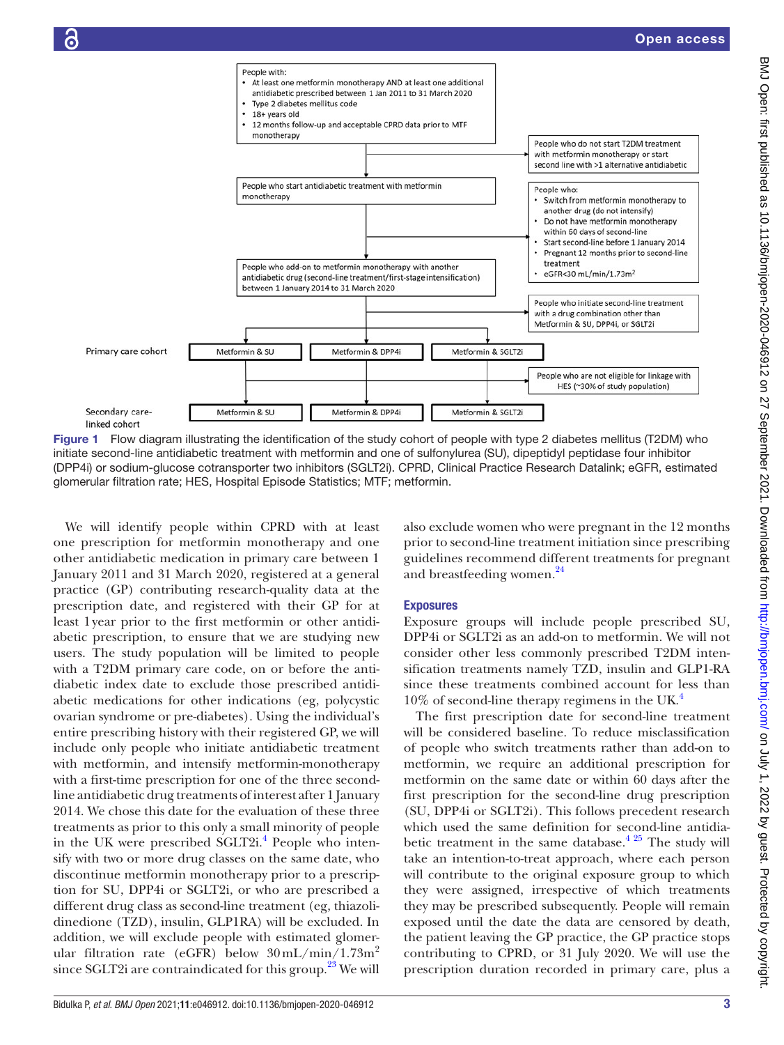People with:
- At least one metformin monotherapy AND at least one additional antidiabetic prescribed between 1 Jan 2011 to 31 March 2020
- Type 2 diabetes mellitus code
- 18+ years old
- 12 months follow-up and acceptable CPRD data prior to MTF monotherapy

People who do not start T2DM treatment with metformin monotherapy or start second line with >1 alternative antidiabetic

People who start antidiabetic treatment with metformin monotherapy

People who:
- Switch from metformin monotherapy to another drug (do not intensify)
- Do not have metformin monotherapy within 60 days of second-line
- Start second-line before 1 January 2014
- Pregnant 12 months prior to second-line treatment
- eGFR<30 mL/min/1.73m$^2$

People who add-on to metformin monotherapy with another antidiabetic drug (second-line treatment/first-stage intensification) between 1 January 2014 to 31 March 2020

People who initiate second-line treatment with a drug combination other than Metformin & SU, DPP4i, or SGLT2i

Primary care cohort: Metformin & SU | Metformin & DPP4i | Metformin & SGLT2i

People who are not eligible for linkage with HES (~30% of study population)

Secondary care-linked cohort: Metformin & SU | Metformin & DPP4i | Metformin & SGLT2i

**Figure 1** Flow diagram illustrating the identification of the study cohort of people with type 2 diabetes mellitus (T2DM) who initiate second-line antidiabetic treatment with metformin and one of sulfonylurea (SU), dipeptidyl peptidase four inhibitor (DPP4i) or sodium-glucose cotransporter two inhibitors (SGLT2i). CPRD, Clinical Practice Research Datalink; eGFR, estimated glomerular filtration rate; HES, Hospital Episode Statistics; MTF; metformin.

We will identify people within CPRD with at least one prescription for metformin monotherapy and one other antidiabetic medication in primary care between 1 January 2011 and 31 March 2020, registered at a general practice (GP) contributing research-quality data at the prescription date, and registered with their GP for at least 1 year prior to the first metformin or other antidiabetic prescription, to ensure that we are studying new users. The study population will be limited to people with a T2DM primary care code, on or before the antidiabetic index date to exclude those prescribed antidiabetic medications for other indications (eg, polycystic ovarian syndrome or pre-diabetes). Using the individual's entire prescribing history with their registered GP, we will include only people who initiate antidiabetic treatment with metformin, and intensify metformin-monotherapy with a first-time prescription for one of the three second-line antidiabetic drug treatments of interest after 1 January 2014. We chose this date for the evaluation of these three treatments as prior to this only a small minority of people in the UK were prescribed SGLT2i.[4] People who intensify with two or more drug classes on the same date, who discontinue metformin monotherapy prior to a prescription for SU, DPP4i or SGLT2i, or who are prescribed a different drug class as second-line treatment (eg, thiazolidinedione (TZD), insulin, GLP1RA) will be excluded. In addition, we will exclude people with estimated glomerular filtration rate (eGFR) below 30 mL/min/1.73m$^2$ since SGLT2i are contraindicated for this group.[23] We will also exclude women who were pregnant in the 12 months prior to second-line treatment initiation since prescribing guidelines recommend different treatments for pregnant and breastfeeding women.[24]

## Exposures

Exposure groups will include people prescribed SU, DPP4i or SGLT2i as an add-on to metformin. We will not consider other less commonly prescribed T2DM intensification treatments namely TZD, insulin and GLP1-RA since these treatments combined account for less than 10% of second-line therapy regimens in the UK.[4]

The first prescription date for second-line treatment will be considered baseline. To reduce misclassification of people who switch treatments rather than add-on to metformin, we require an additional prescription for metformin on the same date or within 60 days after the first prescription for the second-line drug prescription (SU, DPP4i or SGLT2i). This follows precedent research which used the same definition for second-line antidiabetic treatment in the same database.[4,25] The study will take an intention-to-treat approach, where each person will contribute to the original exposure group to which they were assigned, irrespective of which treatments they may be prescribed subsequently. People will remain exposed until the date the data are censored by death, the patient leaving the GP practice, the GP practice stops contributing to CPRD, or 31 July 2020. We will use the prescription duration recorded in primary care, plus a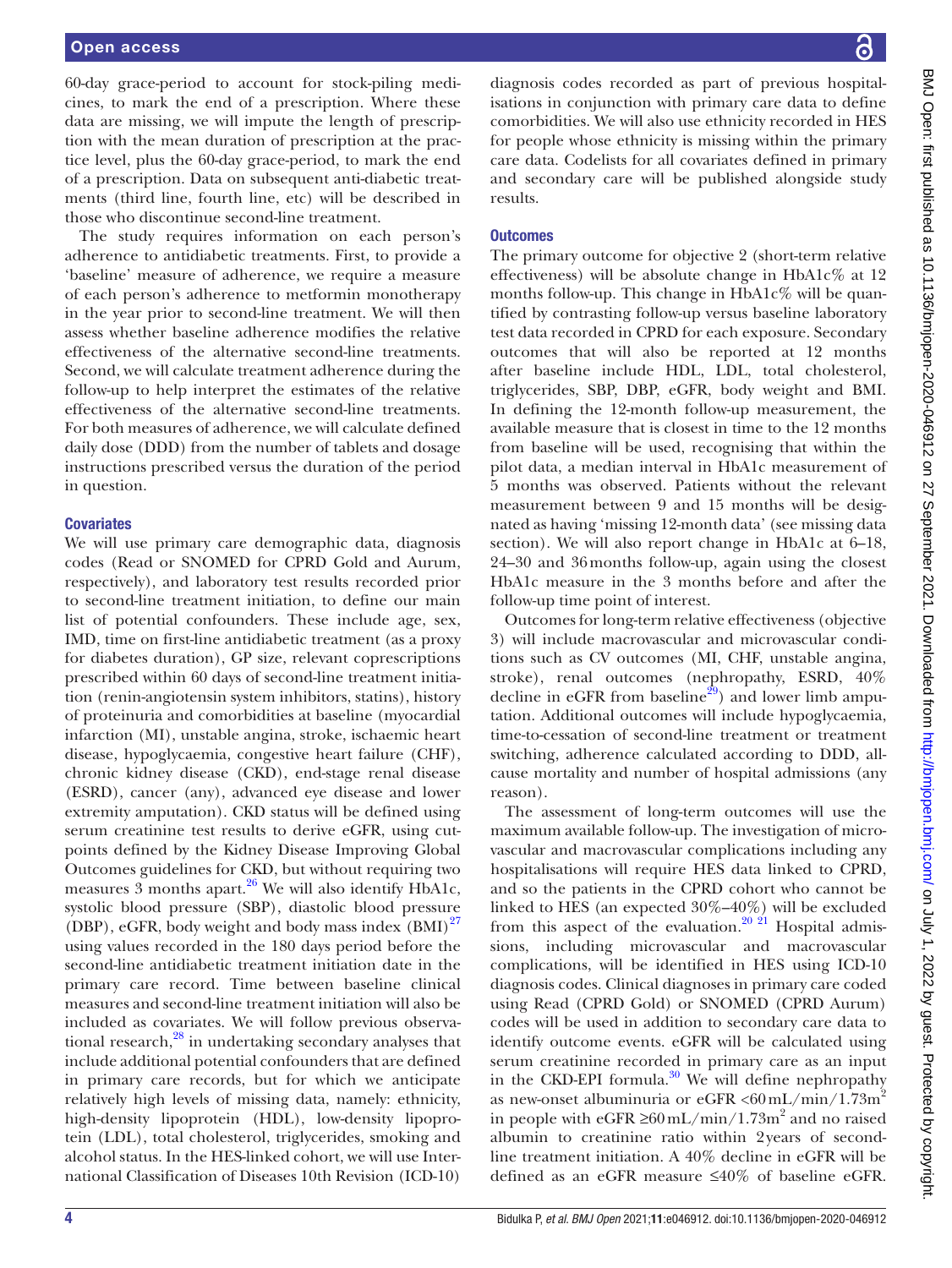60-day grace-period to account for stock-piling medicines, to mark the end of a prescription. Where these data are missing, we will impute the length of prescription with the mean duration of prescription at the practice level, plus the 60-day grace-period, to mark the end of a prescription. Data on subsequent anti-diabetic treatments (third line, fourth line, etc) will be described in those who discontinue second-line treatment.

The study requires information on each person's adherence to antidiabetic treatments. First, to provide a 'baseline' measure of adherence, we require a measure of each person's adherence to metformin monotherapy in the year prior to second-line treatment. We will then assess whether baseline adherence modifies the relative effectiveness of the alternative second-line treatments. Second, we will calculate treatment adherence during the follow-up to help interpret the estimates of the relative effectiveness of the alternative second-line treatments. For both measures of adherence, we will calculate defined daily dose (DDD) from the number of tablets and dosage instructions prescribed versus the duration of the period in question.

### Covariates

We will use primary care demographic data, diagnosis codes (Read or SNOMED for CPRD Gold and Aurum, respectively), and laboratory test results recorded prior to second-line treatment initiation, to define our main list of potential confounders. These include age, sex, IMD, time on first-line antidiabetic treatment (as a proxy for diabetes duration), GP size, relevant coprescriptions prescribed within 60 days of second-line treatment initiation (renin-angiotensin system inhibitors, statins), history of proteinuria and comorbidities at baseline (myocardial infarction (MI), unstable angina, stroke, ischaemic heart disease, hypoglycaemia, congestive heart failure (CHF), chronic kidney disease (CKD), end-stage renal disease (ESRD), cancer (any), advanced eye disease and lower extremity amputation). CKD status will be defined using serum creatinine test results to derive eGFR, using cutpoints defined by the Kidney Disease Improving Global Outcomes guidelines for CKD, but without requiring two measures 3 months apart.[26] We will also identify HbA1c, systolic blood pressure (SBP), diastolic blood pressure (DBP), eGFR, body weight and body mass index (BMI)[27] using values recorded in the 180 days period before the second-line antidiabetic treatment initiation date in the primary care record. Time between baseline clinical measures and second-line treatment initiation will also be included as covariates. We will follow previous observational research,[28] in undertaking secondary analyses that include additional potential confounders that are defined in primary care records, but for which we anticipate relatively high levels of missing data, namely: ethnicity, high-density lipoprotein (HDL), low-density lipoprotein (LDL), total cholesterol, triglycerides, smoking and alcohol status. In the HES-linked cohort, we will use International Classification of Diseases 10th Revision (ICD-10) diagnosis codes recorded as part of previous hospitalisations in conjunction with primary care data to define comorbidities. We will also use ethnicity recorded in HES for people whose ethnicity is missing within the primary care data. Codelists for all covariates defined in primary and secondary care will be published alongside study results.

### Outcomes

The primary outcome for objective 2 (short-term relative effectiveness) will be absolute change in HbA1c% at 12 months follow-up. This change in HbA1c% will be quantified by contrasting follow-up versus baseline laboratory test data recorded in CPRD for each exposure. Secondary outcomes that will also be reported at 12 months after baseline include HDL, LDL, total cholesterol, triglycerides, SBP, DBP, eGFR, body weight and BMI. In defining the 12-month follow-up measurement, the available measure that is closest in time to the 12 months from baseline will be used, recognising that within the pilot data, a median interval in HbA1c measurement of 5 months was observed. Patients without the relevant measurement between 9 and 15 months will be designated as having 'missing 12-month data' (see missing data section). We will also report change in HbA1c at 6–18, 24–30 and 36 months follow-up, again using the closest HbA1c measure in the 3 months before and after the follow-up time point of interest.

Outcomes for long-term relative effectiveness (objective 3) will include macrovascular and microvascular conditions such as CV outcomes (MI, CHF, unstable angina, stroke), renal outcomes (nephropathy, ESRD, 40% decline in eGFR from baseline[29]) and lower limb amputation. Additional outcomes will include hypoglycaemia, time-to-cessation of second-line treatment or treatment switching, adherence calculated according to DDD, all-cause mortality and number of hospital admissions (any reason).

The assessment of long-term outcomes will use the maximum available follow-up. The investigation of microvascular and macrovascular complications including any hospitalisations will require HES data linked to CPRD, and so the patients in the CPRD cohort who cannot be linked to HES (an expected 30%–40%) will be excluded from this aspect of the evaluation.[20,21] Hospital admissions, including microvascular and macrovascular complications, will be identified in HES using ICD-10 diagnosis codes. Clinical diagnoses in primary care coded using Read (CPRD Gold) or SNOMED (CPRD Aurum) codes will be used in addition to secondary care data to identify outcome events. eGFR will be calculated using serum creatinine recorded in primary care as an input in the CKD-EPI formula.[30] We will define nephropathy as new-onset albuminuria or eGFR $<60\,mL/min/1.73m^2$ in people with eGFR $\geq60\,mL/min/1.73m^2$ and no raised albumin to creatinine ratio within 2 years of second-line treatment initiation. A 40% decline in eGFR will be defined as an eGFR measure ≤40% of baseline eGFR.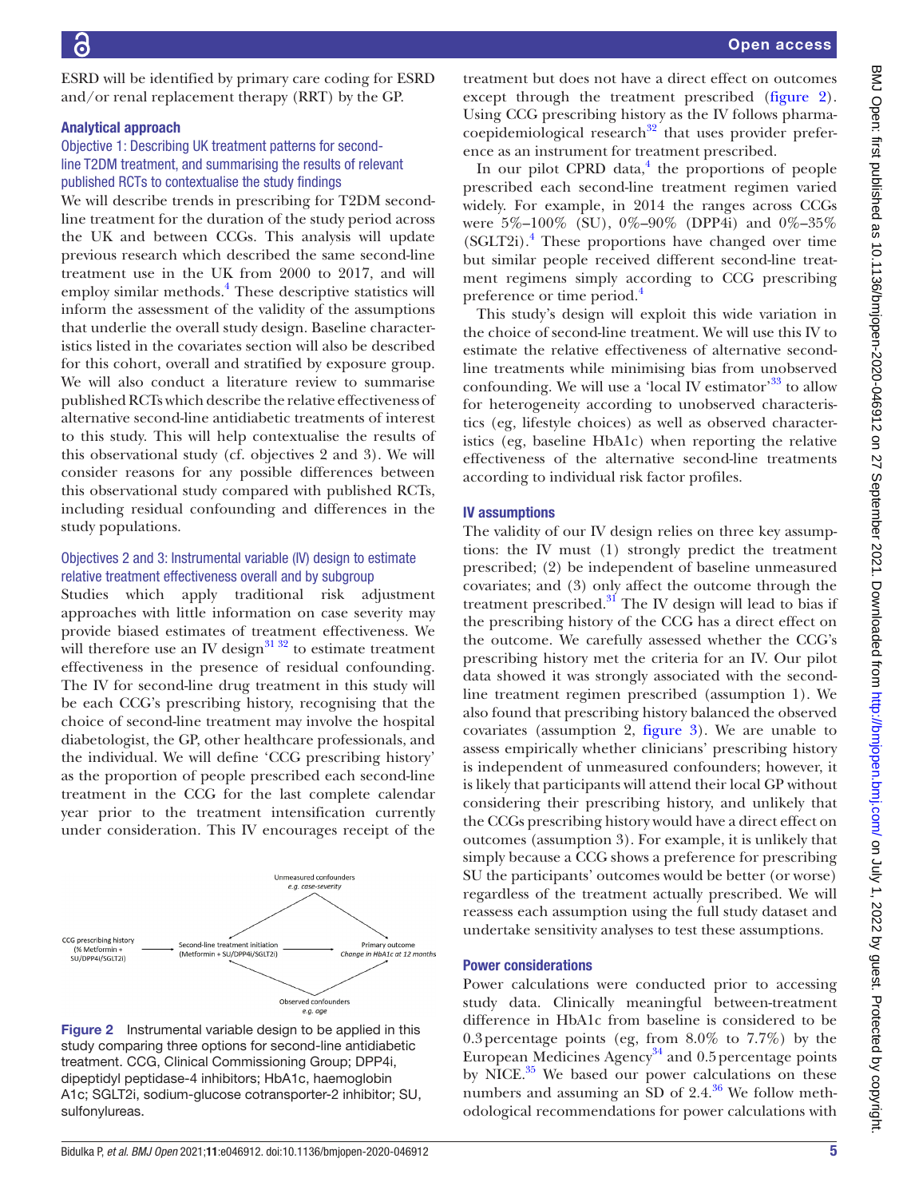ESRD will be identified by primary care coding for ESRD and/or renal replacement therapy (RRT) by the GP.

### Analytical approach

#### Objective 1: Describing UK treatment patterns for second-line T2DM treatment, and summarising the results of relevant published RCTs to contextualise the study findings

We will describe trends in prescribing for T2DM second-line treatment for the duration of the study period across the UK and between CCGs. This analysis will update previous research which described the same second-line treatment use in the UK from 2000 to 2017, and will employ similar methods.[4] These descriptive statistics will inform the assessment of the validity of the assumptions that underlie the overall study design. Baseline characteristics listed in the covariates section will also be described for this cohort, overall and stratified by exposure group. We will also conduct a literature review to summarise published RCTs which describe the relative effectiveness of alternative second-line antidiabetic treatments of interest to this study. This will help contextualise the results of this observational study (cf. objectives 2 and 3). We will consider reasons for any possible differences between this observational study compared with published RCTs, including residual confounding and differences in the study populations.

#### Objectives 2 and 3: Instrumental variable (IV) design to estimate relative treatment effectiveness overall and by subgroup

Studies which apply traditional risk adjustment approaches with little information on case severity may provide biased estimates of treatment effectiveness. We will therefore use an IV design[31 32] to estimate treatment effectiveness in the presence of residual confounding. The IV for second-line drug treatment in this study will be each CCG's prescribing history, recognising that the choice of second-line treatment may involve the hospital diabetologist, the GP, other healthcare professionals, and the individual. We will define 'CCG prescribing history' as the proportion of people prescribed each second-line treatment in the CCG for the last complete calendar year prior to the treatment intensification currently under consideration. This IV encourages receipt of the treatment but does not have a direct effect on outcomes except through the treatment prescribed (figure 2). Using CCG prescribing history as the IV follows pharmacoepidemiological research[32] that uses provider preference as an instrument for treatment prescribed.

Figure 2 Instrumental variable design to be applied in this study comparing three options for second-line antidiabetic treatment. CCG, Clinical Commissioning Group; DPP4i, dipeptidyl peptidase-4 inhibitors; HbA1c, haemoglobin A1c; SGLT2i, sodium-glucose cotransporter-2 inhibitor; SU, sulfonylureas.

In our pilot CPRD data,[4] the proportions of people prescribed each second-line treatment regimen varied widely. For example, in 2014 the ranges across CCGs were 5%–100% (SU), 0%–90% (DPP4i) and 0%–35% (SGLT2i).[4] These proportions have changed over time but similar people received different second-line treatment regimens simply according to CCG prescribing preference or time period.[4]

This study's design will exploit this wide variation in the choice of second-line treatment. We will use this IV to estimate the relative effectiveness of alternative second-line treatments while minimising bias from unobserved confounding. We will use a 'local IV estimator'[33] to allow for heterogeneity according to unobserved characteristics (eg, lifestyle choices) as well as observed characteristics (eg, baseline HbA1c) when reporting the relative effectiveness of the alternative second-line treatments according to individual risk factor profiles.

### IV assumptions

The validity of our IV design relies on three key assumptions: the IV must (1) strongly predict the treatment prescribed; (2) be independent of baseline unmeasured covariates; and (3) only affect the outcome through the treatment prescribed.[31] The IV design will lead to bias if the prescribing history of the CCG has a direct effect on the outcome. We carefully assessed whether the CCG's prescribing history met the criteria for an IV. Our pilot data showed it was strongly associated with the second-line treatment regimen prescribed (assumption 1). We also found that prescribing history balanced the observed covariates (assumption 2, figure 3). We are unable to assess empirically whether clinicians' prescribing history is independent of unmeasured confounders; however, it is likely that participants will attend their local GP without considering their prescribing history, and unlikely that the CCGs prescribing history would have a direct effect on outcomes (assumption 3). For example, it is unlikely that simply because a CCG shows a preference for prescribing SU the participants' outcomes would be better (or worse) regardless of the treatment actually prescribed. We will reassess each assumption using the full study dataset and undertake sensitivity analyses to test these assumptions.

### Power considerations

Power calculations were conducted prior to accessing study data. Clinically meaningful between-treatment difference in HbA1c from baseline is considered to be 0.3 percentage points (eg, from 8.0% to 7.7%) by the European Medicines Agency[34] and 0.5 percentage points by NICE.[35] We based our power calculations on these numbers and assuming an SD of 2.4.[36] We follow methodological recommendations for power calculations with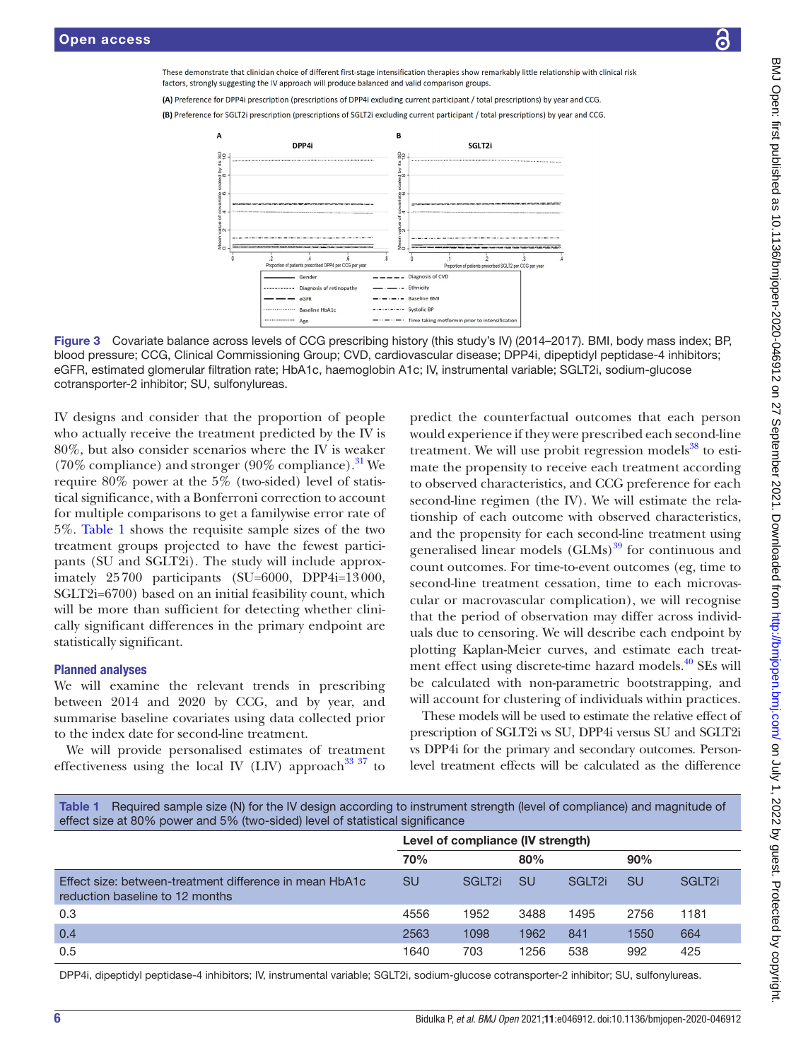These demonstrate that clinician choice of different first-stage intensification therapies show remarkably little relationship with clinical risk factors, strongly suggesting the IV approach will produce balanced and valid comparison groups.

(A) Preference for DPP4i prescription (prescriptions of DPP4i excluding current participant / total prescriptions) by year and CCG.

(B) Preference for SGLT2i prescription (prescriptions of SGLT2i excluding current participant / total prescriptions) by year and CCG.

**Figure 3** Covariate balance across levels of CCG prescribing history (this study's IV) (2014–2017). BMI, body mass index; BP, blood pressure; CCG, Clinical Commissioning Group; CVD, cardiovascular disease; DPP4i, dipeptidyl peptidase-4 inhibitors; eGFR, estimated glomerular filtration rate; HbA1c, haemoglobin A1c; IV, instrumental variable; SGLT2i, sodium-glucose cotransporter-2 inhibitor; SU, sulfonylureas.

IV designs and consider that the proportion of people who actually receive the treatment predicted by the IV is 80%, but also consider scenarios where the IV is weaker (70% compliance) and stronger (90% compliance).[31] We require 80% power at the 5% (two-sided) level of statistical significance, with a Bonferroni correction to account for multiple comparisons to get a familywise error rate of 5%. Table 1 shows the requisite sample sizes of the two treatment groups projected to have the fewest participants (SU and SGLT2i). The study will include approximately 25 700 participants (SU=6000, DPP4i=13 000, SGLT2i=6700) based on an initial feasibility count, which will be more than sufficient for detecting whether clinically significant differences in the primary endpoint are statistically significant.

### Planned analyses

We will examine the relevant trends in prescribing between 2014 and 2020 by CCG, and by year, and summarise baseline covariates using data collected prior to the index date for second-line treatment.

We will provide personalised estimates of treatment effectiveness using the local IV (LIV) approach[33 37] to predict the counterfactual outcomes that each person would experience if they were prescribed each second-line treatment. We will use probit regression models[38] to estimate the propensity to receive each treatment according to observed characteristics, and CCG preference for each second-line regimen (the IV). We will estimate the relationship of each outcome with observed characteristics, and the propensity for each second-line treatment using generalised linear models (GLMs)[39] for continuous and count outcomes. For time-to-event outcomes (eg, time to second-line treatment cessation, time to each microvascular or macrovascular complication), we will recognise that the period of observation may differ across individuals due to censoring. We will describe each endpoint by plotting Kaplan-Meier curves, and estimate each treatment effect using discrete-time hazard models.[40] SEs will be calculated with non-parametric bootstrapping, and will account for clustering of individuals within practices.

These models will be used to estimate the relative effect of prescription of SGLT2i vs SU, DPP4i versus SU and SGLT2i vs DPP4i for the primary and secondary outcomes. Person-level treatment effects will be calculated as the difference

**Table 1** Required sample size (N) for the IV design according to instrument strength (level of compliance) and magnitude of effect size at 80% power and 5% (two-sided) level of statistical significance

| | Level of compliance (IV strength) | | | | | |
|---|---|---|---|---|---|---|
| | 70% | | 80% | | 90% | |
| Effect size: between-treatment difference in mean HbA1c reduction baseline to 12 months | SU | SGLT2i | SU | SGLT2i | SU | SGLT2i |
| 0.3 | 4556 | 1952 | 3488 | 1495 | 2756 | 1181 |
| 0.4 | 2563 | 1098 | 1962 | 841 | 1550 | 664 |
| 0.5 | 1640 | 703 | 1256 | 538 | 992 | 425 |

DPP4i, dipeptidyl peptidase-4 inhibitors; IV, instrumental variable; SGLT2i, sodium-glucose cotransporter-2 inhibitor; SU, sulfonylureas.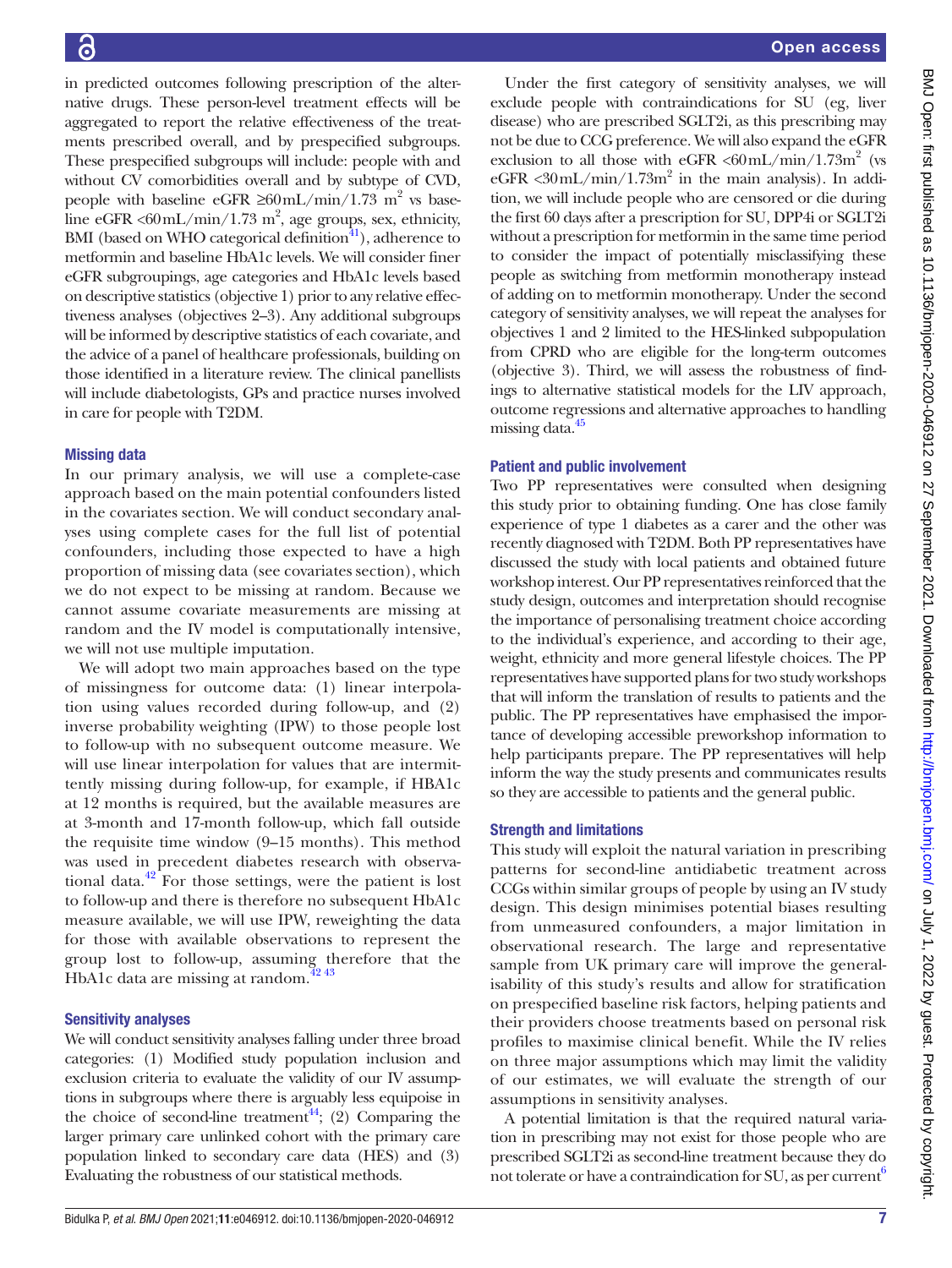in predicted outcomes following prescription of the alternative drugs. These person-level treatment effects will be aggregated to report the relative effectiveness of the treatments prescribed overall, and by prespecified subgroups. These prespecified subgroups will include: people with and without CV comorbidities overall and by subtype of CVD, people with baseline eGFR ≥60 mL/min/1.73 $m^2$ vs baseline eGFR <60 mL/min/1.73 $m^2$, age groups, sex, ethnicity, BMI (based on WHO categorical definition[41]), adherence to metformin and baseline HbA1c levels. We will consider finer eGFR subgroupings, age categories and HbA1c levels based on descriptive statistics (objective 1) prior to any relative effectiveness analyses (objectives 2–3). Any additional subgroups will be informed by descriptive statistics of each covariate, and the advice of a panel of healthcare professionals, building on those identified in a literature review. The clinical panellists will include diabetologists, GPs and practice nurses involved in care for people with T2DM.

### Missing data

In our primary analysis, we will use a complete-case approach based on the main potential confounders listed in the covariates section. We will conduct secondary analyses using complete cases for the full list of potential confounders, including those expected to have a high proportion of missing data (see covariates section), which we do not expect to be missing at random. Because we cannot assume covariate measurements are missing at random and the IV model is computationally intensive, we will not use multiple imputation.

We will adopt two main approaches based on the type of missingness for outcome data: (1) linear interpolation using values recorded during follow-up, and (2) inverse probability weighting (IPW) to those people lost to follow-up with no subsequent outcome measure. We will use linear interpolation for values that are intermittently missing during follow-up, for example, if HBA1c at 12 months is required, but the available measures are at 3-month and 17-month follow-up, which fall outside the requisite time window (9–15 months). This method was used in precedent diabetes research with observational data.[42] For those settings, were the patient is lost to follow-up and there is therefore no subsequent HbA1c measure available, we will use IPW, reweighting the data for those with available observations to represent the group lost to follow-up, assuming therefore that the HbA1c data are missing at random.[42,43]

### Sensitivity analyses

We will conduct sensitivity analyses falling under three broad categories: (1) Modified study population inclusion and exclusion criteria to evaluate the validity of our IV assumptions in subgroups where there is arguably less equipoise in the choice of second-line treatment[44]; (2) Comparing the larger primary care unlinked cohort with the primary care population linked to secondary care data (HES) and (3) Evaluating the robustness of our statistical methods.

Under the first category of sensitivity analyses, we will exclude people with contraindications for SU (eg, liver disease) who are prescribed SGLT2i, as this prescribing may not be due to CCG preference. We will also expand the eGFR exclusion to all those with eGFR <60 mL/min/1.73$m^2$ (vs eGFR <30 mL/min/1.73$m^2$ in the main analysis). In addition, we will include people who are censored or die during the first 60 days after a prescription for SU, DPP4i or SGLT2i without a prescription for metformin in the same time period to consider the impact of potentially misclassifying these people as switching from metformin monotherapy instead of adding on to metformin monotherapy. Under the second category of sensitivity analyses, we will repeat the analyses for objectives 1 and 2 limited to the HES-linked subpopulation from CPRD who are eligible for the long-term outcomes (objective 3). Third, we will assess the robustness of findings to alternative statistical models for the LIV approach, outcome regressions and alternative approaches to handling missing data.[45]

### Patient and public involvement

Two PP representatives were consulted when designing this study prior to obtaining funding. One has close family experience of type 1 diabetes as a carer and the other was recently diagnosed with T2DM. Both PP representatives have discussed the study with local patients and obtained future workshop interest. Our PP representatives reinforced that the study design, outcomes and interpretation should recognise the importance of personalising treatment choice according to the individual's experience, and according to their age, weight, ethnicity and more general lifestyle choices. The PP representatives have supported plans for two study workshops that will inform the translation of results to patients and the public. The PP representatives have emphasised the importance of developing accessible preworkshop information to help participants prepare. The PP representatives will help inform the way the study presents and communicates results so they are accessible to patients and the general public.

### Strength and limitations

This study will exploit the natural variation in prescribing patterns for second-line antidiabetic treatment across CCGs within similar groups of people by using an IV study design. This design minimises potential biases resulting from unmeasured confounders, a major limitation in observational research. The large and representative sample from UK primary care will improve the generalisability of this study's results and allow for stratification on prespecified baseline risk factors, helping patients and their providers choose treatments based on personal risk profiles to maximise clinical benefit. While the IV relies on three major assumptions which may limit the validity of our estimates, we will evaluate the strength of our assumptions in sensitivity analyses.

A potential limitation is that the required natural variation in prescribing may not exist for those people who are prescribed SGLT2i as second-line treatment because they do not tolerate or have a contraindication for SU, as per current[6]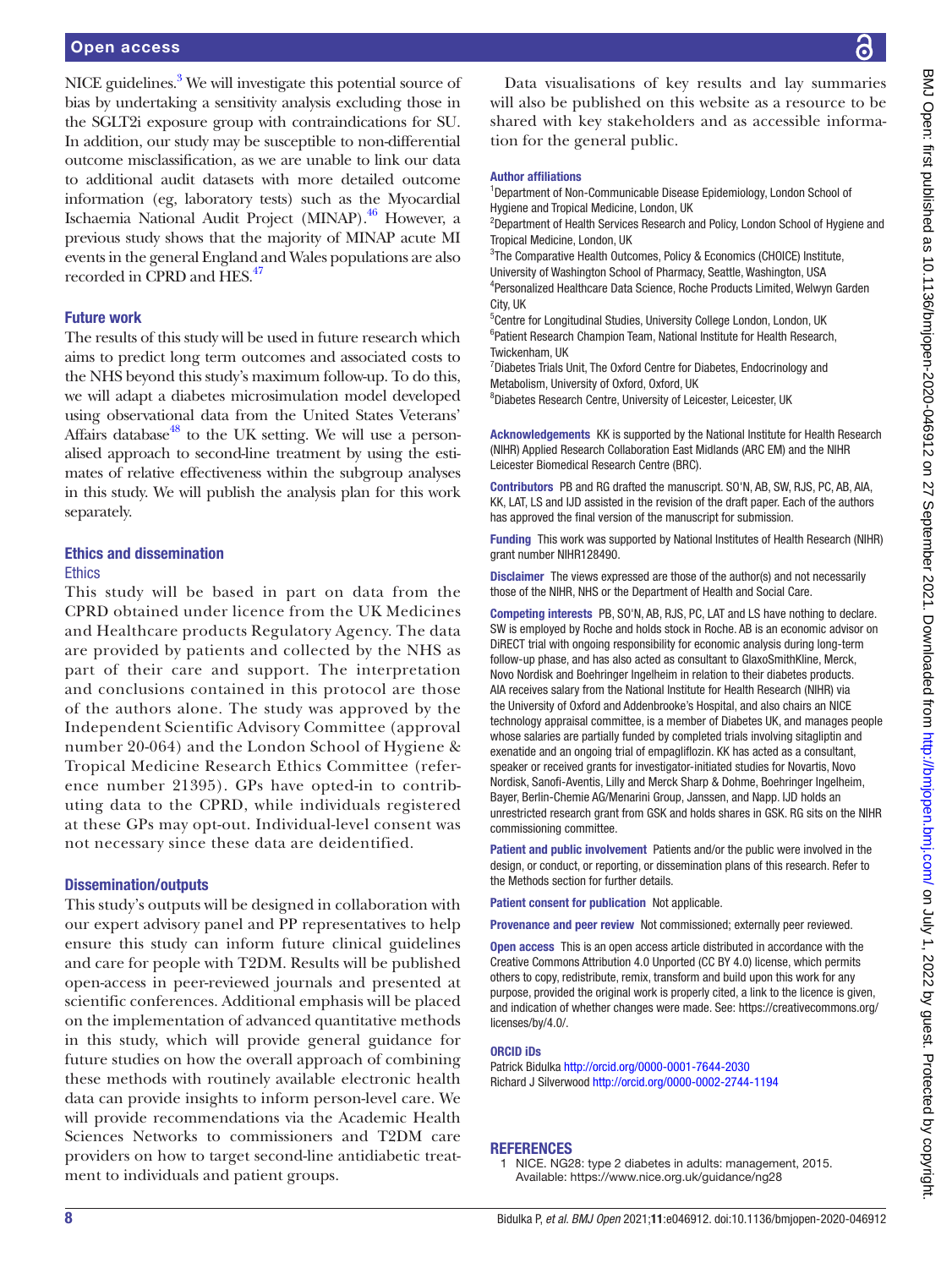NICE guidelines.[3] We will investigate this potential source of bias by undertaking a sensitivity analysis excluding those in the SGLT2i exposure group with contraindications for SU. In addition, our study may be susceptible to non-differential outcome misclassification, as we are unable to link our data to additional audit datasets with more detailed outcome information (eg, laboratory tests) such as the Myocardial Ischaemia National Audit Project (MINAP).[46] However, a previous study shows that the majority of MINAP acute MI events in the general England and Wales populations are also recorded in CPRD and HES.[47]

## Future work

The results of this study will be used in future research which aims to predict long term outcomes and associated costs to the NHS beyond this study's maximum follow-up. To do this, we will adapt a diabetes microsimulation model developed using observational data from the United States Veterans' Affairs database[48] to the UK setting. We will use a personalised approach to second-line treatment by using the estimates of relative effectiveness within the subgroup analyses in this study. We will publish the analysis plan for this work separately.

## Ethics and dissemination

### Ethics

This study will be based in part on data from the CPRD obtained under licence from the UK Medicines and Healthcare products Regulatory Agency. The data are provided by patients and collected by the NHS as part of their care and support. The interpretation and conclusions contained in this protocol are those of the authors alone. The study was approved by the Independent Scientific Advisory Committee (approval number 20-064) and the London School of Hygiene & Tropical Medicine Research Ethics Committee (reference number 21395). GPs have opted-in to contributing data to the CPRD, while individuals registered at these GPs may opt-out. Individual-level consent was not necessary since these data are deidentified.

### Dissemination/outputs

This study's outputs will be designed in collaboration with our expert advisory panel and PP representatives to help ensure this study can inform future clinical guidelines and care for people with T2DM. Results will be published open-access in peer-reviewed journals and presented at scientific conferences. Additional emphasis will be placed on the implementation of advanced quantitative methods in this study, which will provide general guidance for future studies on how the overall approach of combining these methods with routinely available electronic health data can provide insights to inform person-level care. We will provide recommendations via the Academic Health Sciences Networks to commissioners and T2DM care providers on how to target second-line antidiabetic treatment to individuals and patient groups.

Data visualisations of key results and lay summaries will also be published on this website as a resource to be shared with key stakeholders and as accessible information for the general public.

**Author affiliations**

[1]Department of Non-Communicable Disease Epidemiology, London School of Hygiene and Tropical Medicine, London, UK
[2]Department of Health Services Research and Policy, London School of Hygiene and Tropical Medicine, London, UK
[3]The Comparative Health Outcomes, Policy & Economics (CHOICE) Institute, University of Washington School of Pharmacy, Seattle, Washington, USA
[4]Personalized Healthcare Data Science, Roche Products Limited, Welwyn Garden City, UK
[5]Centre for Longitudinal Studies, University College London, London, UK
[6]Patient Research Champion Team, National Institute for Health Research, Twickenham, UK
[7]Diabetes Trials Unit, The Oxford Centre for Diabetes, Endocrinology and Metabolism, University of Oxford, Oxford, UK
[8]Diabetes Research Centre, University of Leicester, Leicester, UK

**Acknowledgements** KK is supported by the National Institute for Health Research (NIHR) Applied Research Collaboration East Midlands (ARC EM) and the NIHR Leicester Biomedical Research Centre (BRC).

**Contributors** PB and RG drafted the manuscript. SO'N, AB, SW, RJS, PC, AB, AIA, KK, LAT, LS and IJD assisted in the revision of the draft paper. Each of the authors has approved the final version of the manuscript for submission.

**Funding** This work was supported by National Institutes of Health Research (NIHR) grant number NIHR128490.

**Disclaimer** The views expressed are those of the author(s) and not necessarily those of the NIHR, NHS or the Department of Health and Social Care.

**Competing interests** PB, SO'N, AB, RJS, PC, LAT and LS have nothing to declare. SW is employed by Roche and holds stock in Roche. AB is an economic advisor on DiRECT trial with ongoing responsibility for economic analysis during long-term follow-up phase, and has also acted as consultant to GlaxoSmithKline, Merck, Novo Nordisk and Boehringer Ingelheim in relation to their diabetes products. AIA receives salary from the National Institute for Health Research (NIHR) via the University of Oxford and Addenbrooke's Hospital, and also chairs an NICE technology appraisal committee, is a member of Diabetes UK, and manages people whose salaries are partially funded by completed trials involving sitagliptin and exenatide and an ongoing trial of empagliflozin. KK has acted as a consultant, speaker or received grants for investigator-initiated studies for Novartis, Novo Nordisk, Sanofi-Aventis, Lilly and Merck Sharp & Dohme, Boehringer Ingelheim, Bayer, Berlin-Chemie AG/Menarini Group, Janssen, and Napp. IJD holds an unrestricted research grant from GSK and holds shares in GSK. RG sits on the NIHR commissioning committee.

**Patient and public involvement** Patients and/or the public were involved in the design, or conduct, or reporting, or dissemination plans of this research. Refer to the Methods section for further details.

**Patient consent for publication** Not applicable.

**Provenance and peer review** Not commissioned; externally peer reviewed.

**Open access** This is an open access article distributed in accordance with the Creative Commons Attribution 4.0 Unported (CC BY 4.0) license, which permits others to copy, redistribute, remix, transform and build upon this work for any purpose, provided the original work is properly cited, a link to the licence is given, and indication of whether changes were made. See: https://creativecommons.org/licenses/by/4.0/.

**ORCID iDs**

Patrick Bidulka http://orcid.org/0000-0001-7644-2030
Richard J Silverwood http://orcid.org/0000-0002-2744-1194

## REFERENCES

1 NICE. NG28: type 2 diabetes in adults: management, 2015. Available: https://www.nice.org.uk/guidance/ng28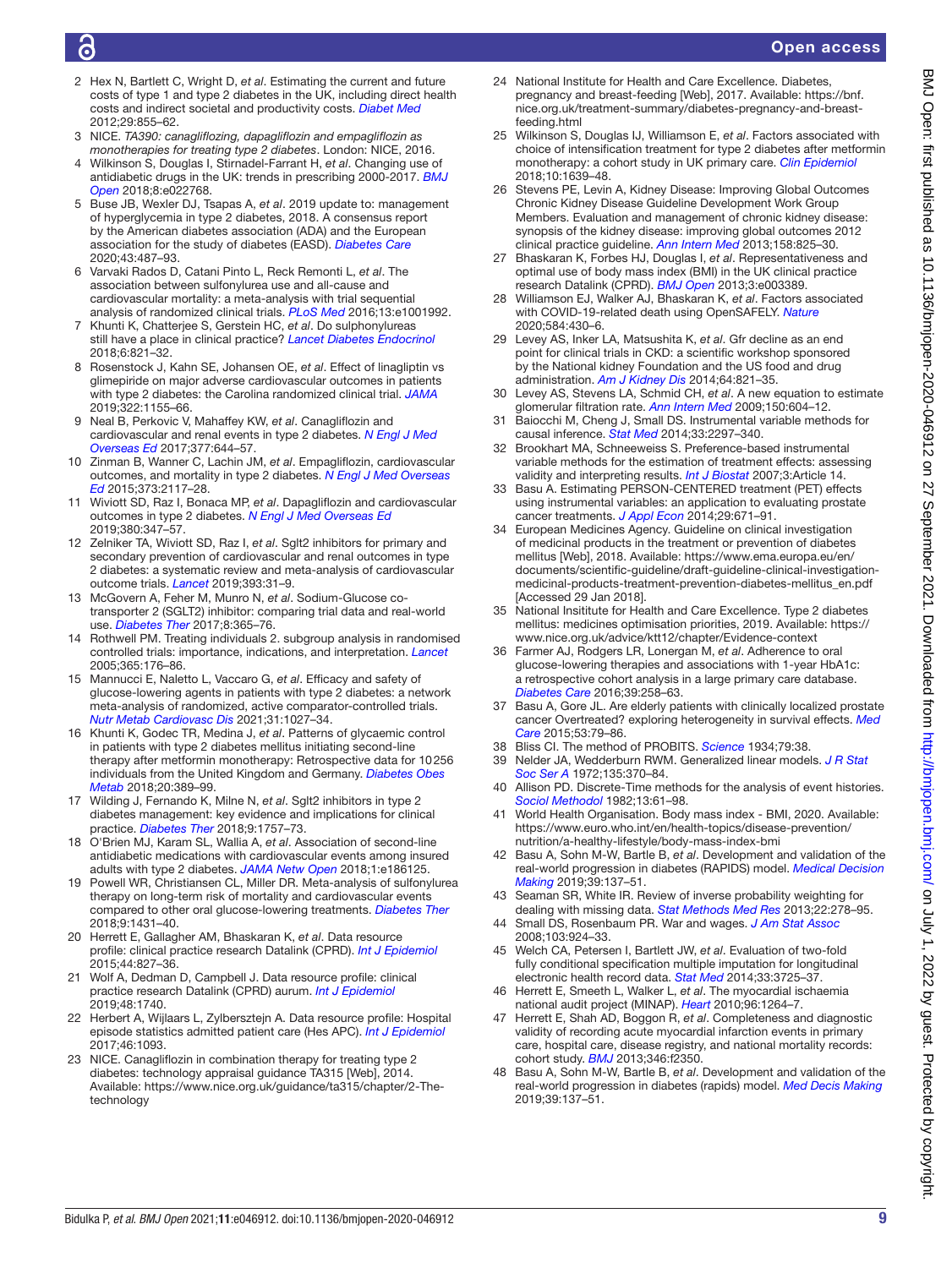2 Hex N, Bartlett C, Wright D, *et al*. Estimating the current and future costs of type 1 and type 2 diabetes in the UK, including direct health costs and indirect societal and productivity costs. *Diabet Med* 2012;29:855–62.

3 NICE. *TA390: canagliflozing, dapagliflozin and empagliflozin as monotherapies for treating type 2 diabetes*. London: NICE, 2016.

4 Wilkinson S, Douglas I, Stirnadel-Farrant H, *et al*. Changing use of antidiabetic drugs in the UK: trends in prescribing 2000-2017. *BMJ Open* 2018;8:e022768.

5 Buse JB, Wexler DJ, Tsapas A, *et al*. 2019 update to: management of hyperglycemia in type 2 diabetes, 2018. A consensus report by the American diabetes association (ADA) and the European association for the study of diabetes (EASD). *Diabetes Care* 2020;43:487–93.

6 Varvaki Rados D, Catani Pinto L, Reck Remonti L, *et al*. The association between sulfonylurea use and all-cause and cardiovascular mortality: a meta-analysis with trial sequential analysis of randomized clinical trials. *PLoS Med* 2016;13:e1001992.

7 Khunti K, Chatterjee S, Gerstein HC, *et al*. Do sulphonylureas still have a place in clinical practice? *Lancet Diabetes Endocrinol* 2018;6:821–32.

8 Rosenstock J, Kahn SE, Johansen OE, *et al*. Effect of linagliptin vs glimepiride on major adverse cardiovascular outcomes in patients with type 2 diabetes: the Carolina randomized clinical trial. *JAMA* 2019;322:1155–66.

9 Neal B, Perkovic V, Mahaffey KW, *et al*. Canagliflozin and cardiovascular and renal events in type 2 diabetes. *N Engl J Med Overseas Ed* 2017;377:644–57.

10 Zinman B, Wanner C, Lachin JM, *et al*. Empagliflozin, cardiovascular outcomes, and mortality in type 2 diabetes. *N Engl J Med Overseas Ed* 2015;373:2117–28.

11 Wiviott SD, Raz I, Bonaca MP, *et al*. Dapagliflozin and cardiovascular outcomes in type 2 diabetes. *N Engl J Med Overseas Ed* 2019;380:347–57.

12 Zelniker TA, Wiviott SD, Raz I, *et al*. Sglt2 inhibitors for primary and secondary prevention of cardiovascular and renal outcomes in type 2 diabetes: a systematic review and meta-analysis of cardiovascular outcome trials. *Lancet* 2019;393:31–9.

13 McGovern A, Feher M, Munro N, *et al*. Sodium-Glucose co-transporter 2 (SGLT2) inhibitor: comparing trial data and real-world use. *Diabetes Ther* 2017;8:365–76.

14 Rothwell PM. Treating individuals 2. subgroup analysis in randomised controlled trials: importance, indications, and interpretation. *Lancet* 2005;365:176–86.

15 Mannucci E, Naletto L, Vaccaro G, *et al*. Efficacy and safety of glucose-lowering agents in patients with type 2 diabetes: a network meta-analysis of randomized, active comparator-controlled trials. *Nutr Metab Cardiovasc Dis* 2021;31:1027–34.

16 Khunti K, Godec TR, Medina J, *et al*. Patterns of glycaemic control in patients with type 2 diabetes mellitus initiating second-line therapy after metformin monotherapy: Retrospective data for 10 256 individuals from the United Kingdom and Germany. *Diabetes Obes Metab* 2018;20:389–99.

17 Wilding J, Fernando K, Milne N, *et al*. Sglt2 inhibitors in type 2 diabetes management: key evidence and implications for clinical practice. *Diabetes Ther* 2018;9:1757–73.

18 O'Brien MJ, Karam SL, Wallia A, *et al*. Association of second-line antidiabetic medications with cardiovascular events among insured adults with type 2 diabetes. *JAMA Netw Open* 2018;1:e186125.

19 Powell WR, Christiansen CL, Miller DR. Meta-analysis of sulfonylurea therapy on long-term risk of mortality and cardiovascular events compared to other oral glucose-lowering treatments. *Diabetes Ther* 2018;9:1431–40.

20 Herrett E, Gallagher AM, Bhaskaran K, *et al*. Data resource profile: clinical practice research Datalink (CPRD). *Int J Epidemiol* 2015;44:827–36.

21 Wolf A, Dedman D, Campbell J. Data resource profile: clinical practice research Datalink (CPRD) aurum. *Int J Epidemiol* 2019;48:1740.

22 Herbert A, Wijlaars L, Zylbersztejn A. Data resource profile: Hospital episode statistics admitted patient care (Hes APC). *Int J Epidemiol* 2017;46:1093.

23 NICE. Canagliflozin in combination therapy for treating type 2 diabetes: technology appraisal guidance TA315 [Web], 2014. Available: https://www.nice.org.uk/guidance/ta315/chapter/2-The-technology

24 National Institute for Health and Care Excellence. Diabetes, pregnancy and breast-feeding [Web], 2017. Available: https://bnf.nice.org.uk/treatment-summary/diabetes-pregnancy-and-breast-feeding.html

25 Wilkinson S, Douglas IJ, Williamson E, *et al*. Factors associated with choice of intensification treatment for type 2 diabetes after metformin monotherapy: a cohort study in UK primary care. *Clin Epidemiol* 2018;10:1639–48.

26 Stevens PE, Levin A, Kidney Disease: Improving Global Outcomes Chronic Kidney Disease Guideline Development Work Group Members. Evaluation and management of chronic kidney disease: synopsis of the kidney disease: improving global outcomes 2012 clinical practice guideline. *Ann Intern Med* 2013;158:825–30.

27 Bhaskaran K, Forbes HJ, Douglas I, *et al*. Representativeness and optimal use of body mass index (BMI) in the UK clinical practice research Datalink (CPRD). *BMJ Open* 2013;3:e003389.

28 Williamson EJ, Walker AJ, Bhaskaran K, *et al*. Factors associated with COVID-19-related death using OpenSAFELY. *Nature* 2020;584:430–6.

29 Levey AS, Inker LA, Matsushita K, *et al*. Gfr decline as an end point for clinical trials in CKD: a scientific workshop sponsored by the National kidney Foundation and the US food and drug administration. *Am J Kidney Dis* 2014;64:821–35.

30 Levey AS, Stevens LA, Schmid CH, *et al*. A new equation to estimate glomerular filtration rate. *Ann Intern Med* 2009;150:604–12.

31 Baiocchi M, Cheng J, Small DS. Instrumental variable methods for causal inference. *Stat Med* 2014;33:2297–340.

32 Brookhart MA, Schneeweiss S. Preference-based instrumental variable methods for the estimation of treatment effects: assessing validity and interpreting results. *Int J Biostat* 2007;3:Article 14.

33 Basu A. Estimating PERSON-CENTERED treatment (PET) effects using instrumental variables: an application to evaluating prostate cancer treatments. *J Appl Econ* 2014;29:671–91.

34 European Medicines Agency. Guideline on clinical investigation of medicinal products in the treatment or prevention of diabetes mellitus [Web], 2018. Available: https://www.ema.europa.eu/en/documents/scientific-guideline/draft-guideline-clinical-investigation-medicinal-products-treatment-prevention-diabetes-mellitus_en.pdf [Accessed 29 Jan 2018].

35 National Insititute for Health and Care Excellence. Type 2 diabetes mellitus: medicines optimisation priorities, 2019. Available: https://www.nice.org.uk/advice/ktt12/chapter/Evidence-context

36 Farmer AJ, Rodgers LR, Lonergan M, *et al*. Adherence to oral glucose-lowering therapies and associations with 1-year HbA1c: a retrospective cohort analysis in a large primary care database. *Diabetes Care* 2016;39:258–63.

37 Basu A, Gore JL. Are elderly patients with clinically localized prostate cancer Overtreated? exploring heterogeneity in survival effects. *Med Care* 2015;53:79–86.

38 Bliss CI. The method of PROBITS. *Science* 1934;79:38.

39 Nelder JA, Wedderburn RWM. Generalized linear models. *J R Stat Soc Ser A* 1972;135:370–84.

40 Allison PD. Discrete-Time methods for the analysis of event histories. *Sociol Methodol* 1982;13:61–98.

41 World Health Organisation. Body mass index - BMI, 2020. Available: https://www.euro.who.int/en/health-topics/disease-prevention/nutrition/a-healthy-lifestyle/body-mass-index-bmi

42 Basu A, Sohn M-W, Bartle B, *et al*. Development and validation of the real-world progression in diabetes (RAPIDS) model. *Medical Decision Making* 2019;39:137–51.

43 Seaman SR, White IR. Review of inverse probability weighting for dealing with missing data. *Stat Methods Med Res* 2013;22:278–95.

44 Small DS, Rosenbaum PR. War and wages. *J Am Stat Assoc* 2008;103:924–33.

45 Welch CA, Petersen I, Bartlett JW, *et al*. Evaluation of two-fold fully conditional specification multiple imputation for longitudinal electronic health record data. *Stat Med* 2014;33:3725–37.

46 Herrett E, Smeeth L, Walker L, *et al*. The myocardial ischaemia national audit project (MINAP). *Heart* 2010;96:1264–7.

47 Herrett E, Shah AD, Boggon R, *et al*. Completeness and diagnostic validity of recording acute myocardial infarction events in primary care, hospital care, disease registry, and national mortality records: cohort study. *BMJ* 2013;346:f2350.

48 Basu A, Sohn M-W, Bartle B, *et al*. Development and validation of the real-world progression in diabetes (rapids) model. *Med Decis Making* 2019;39:137–51.